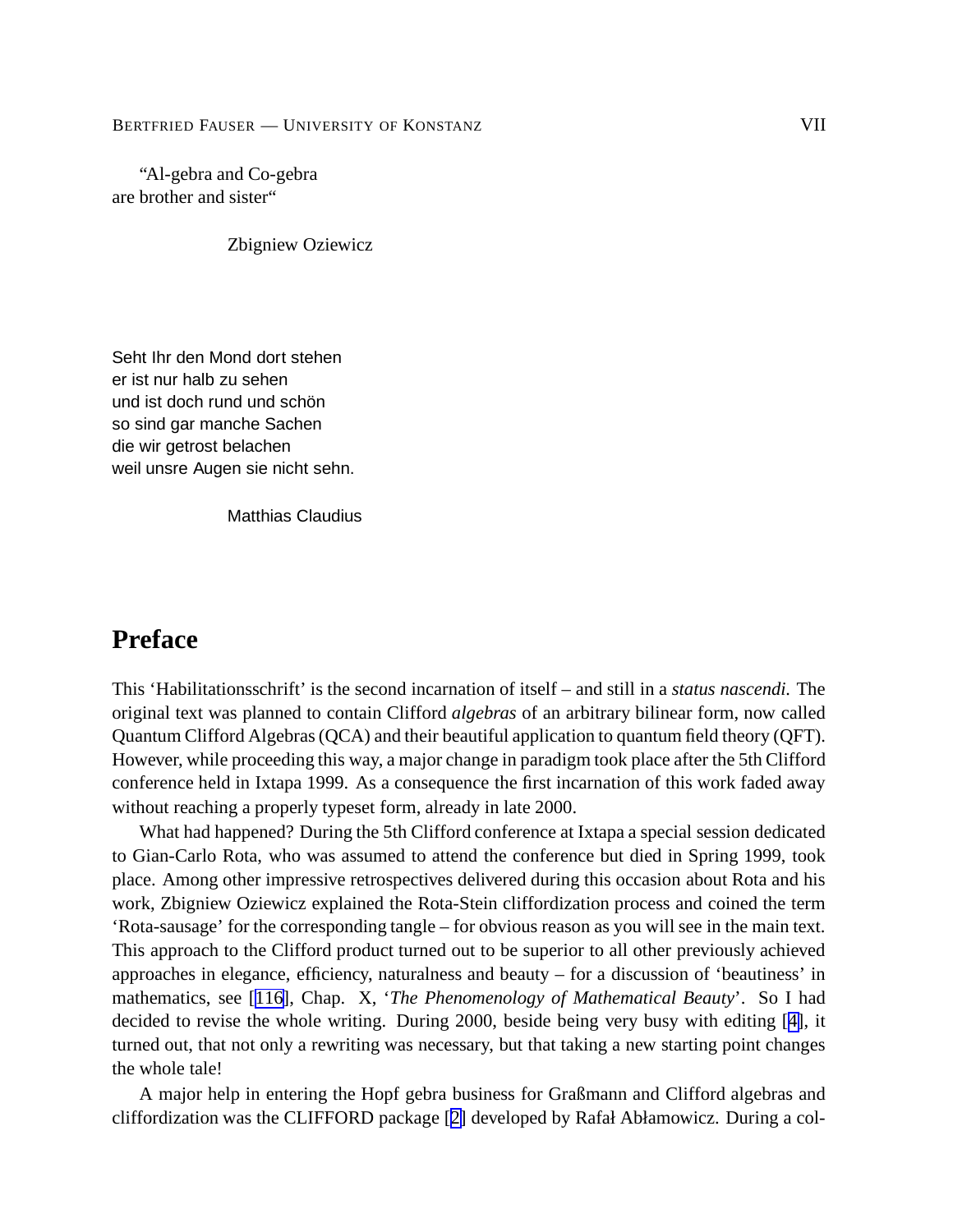"Al-gebra and Co-gebra
are brother and sister"

Zbigniew Oziewicz

Seht Ihr den Mond dort stehen
er ist nur halb zu sehen
und ist doch rund und schön
so sind gar manche Sachen
die wir getrost belachen
weil unsre Augen sie nicht sehn.

Matthias Claudius

# Preface

This 'Habilitationsschrift' is the second incarnation of itself – and still in a *status nascendi.* The original text was planned to contain Clifford *algebras* of an arbitrary bilinear form, now called Quantum Clifford Algebras (QCA) and their beautiful application to quantum field theory (QFT). However, while proceeding this way, a major change in paradigm took place after the 5th Clifford conference held in Ixtapa 1999. As a consequence the first incarnation of this work faded away without reaching a properly typeset form, already in late 2000.

What had happened? During the 5th Clifford conference at Ixtapa a special session dedicated to Gian-Carlo Rota, who was assumed to attend the conference but died in Spring 1999, took place. Among other impressive retrospectives delivered during this occasion about Rota and his work, Zbigniew Oziewicz explained the Rota-Stein cliffordization process and coined the term 'Rota-sausage' for the corresponding tangle – for obvious reason as you will see in the main text. This approach to the Clifford product turned out to be superior to all other previously achieved approaches in elegance, efficiency, naturalness and beauty – for a discussion of 'beautiness' in mathematics, see [116], Chap. X, '*The Phenomenology of Mathematical Beauty*'. So I had decided to revise the whole writing. During 2000, beside being very busy with editing [4], it turned out, that not only a rewriting was necessary, but that taking a new starting point changes the whole tale!

A major help in entering the Hopf gebra business for Graßmann and Clifford algebras and cliffordization was the CLIFFORD package [2] developed by Rafał Abłamowicz. During a col-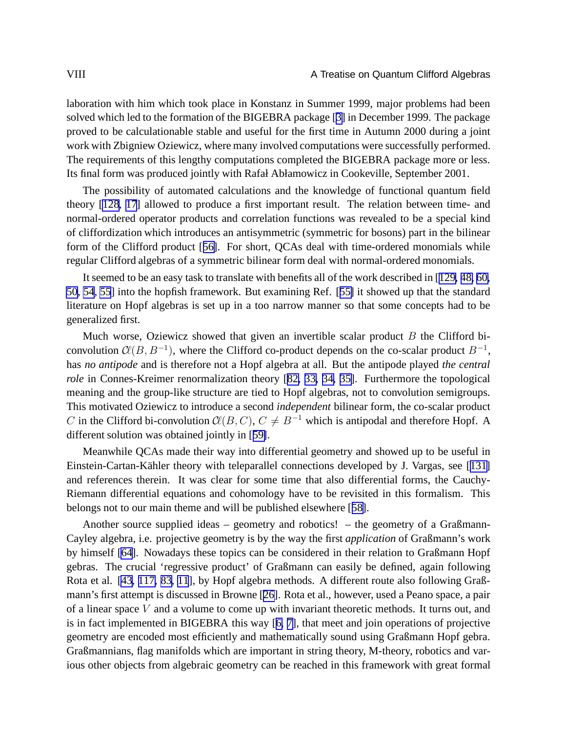laboration with him which took place in Konstanz in Summer 1999, major problems had been solved which led to the formation of the BIGEBRA package [3] in December 1999. The package proved to be calculationable stable and useful for the first time in Autumn 2000 during a joint work with Zbigniew Oziewicz, where many involved computations were successfully performed. The requirements of this lengthy computations completed the BIGEBRA package more or less. Its final form was produced jointly with Rafał Abłamowicz in Cookeville, September 2001.

The possibility of automated calculations and the knowledge of functional quantum field theory [128, 17] allowed to produce a first important result. The relation between time- and normal-ordered operator products and correlation functions was revealed to be a special kind of cliffordization which introduces an antisymmetric (symmetric for bosons) part in the bilinear form of the Clifford product [56]. For short, QCAs deal with time-ordered monomials while regular Clifford algebras of a symmetric bilinear form deal with normal-ordered monomials.

It seemed to be an easy task to translate with benefits all of the work described in [129, 48, 60, 50, 54, 55] into the hopfish framework. But examining Ref. [55] it showed up that the standard literature on Hopf algebras is set up in a too narrow manner so that some concepts had to be generalized first.

Much worse, Oziewicz showed that given an invertible scalar product $B$ the Clifford bi-convolution $\mathcal{C}\ell(B, B^{-1})$, where the Clifford co-product depends on the co-scalar product $B^{-1}$, has *no antipode* and is therefore not a Hopf algebra at all. But the antipode played *the central role* in Connes-Kreimer renormalization theory [82, 33, 34, 35]. Furthermore the topological meaning and the group-like structure are tied to Hopf algebras, not to convolution semigroups. This motivated Oziewicz to introduce a second *independent* bilinear form, the co-scalar product $C$ in the Clifford bi-convolution $\mathcal{C}\ell(B, C)$, $C \neq B^{-1}$ which is antipodal and therefore Hopf. A different solution was obtained jointly in [59].

Meanwhile QCAs made their way into differential geometry and showed up to be useful in Einstein-Cartan-Kähler theory with teleparallel connections developed by J. Vargas, see [131] and references therein. It was clear for some time that also differential forms, the Cauchy-Riemann differential equations and cohomology have to be revisited in this formalism. This belongs not to our main theme and will be published elsewhere [58].

Another source supplied ideas – geometry and robotics! – the geometry of a Graßmann-Cayley algebra, i.e. projective geometry is by the way the first *application* of Graßmann's work by himself [64]. Nowadays these topics can be considered in their relation to Graßmann Hopf gebras. The crucial 'regressive product' of Graßmann can easily be defined, again following Rota et al. [43, 117, 83, 11], by Hopf algebra methods. A different route also following Graßmann's first attempt is discussed in Browne [26]. Rota et al., however, used a Peano space, a pair of a linear space $V$ and a volume to come up with invariant theoretic methods. It turns out, and is in fact implemented in BIGEBRA this way [6, 7], that meet and join operations of projective geometry are encoded most efficiently and mathematically sound using Graßmann Hopf gebra. Graßmannians, flag manifolds which are important in string theory, M-theory, robotics and various other objects from algebraic geometry can be reached in this framework with great formal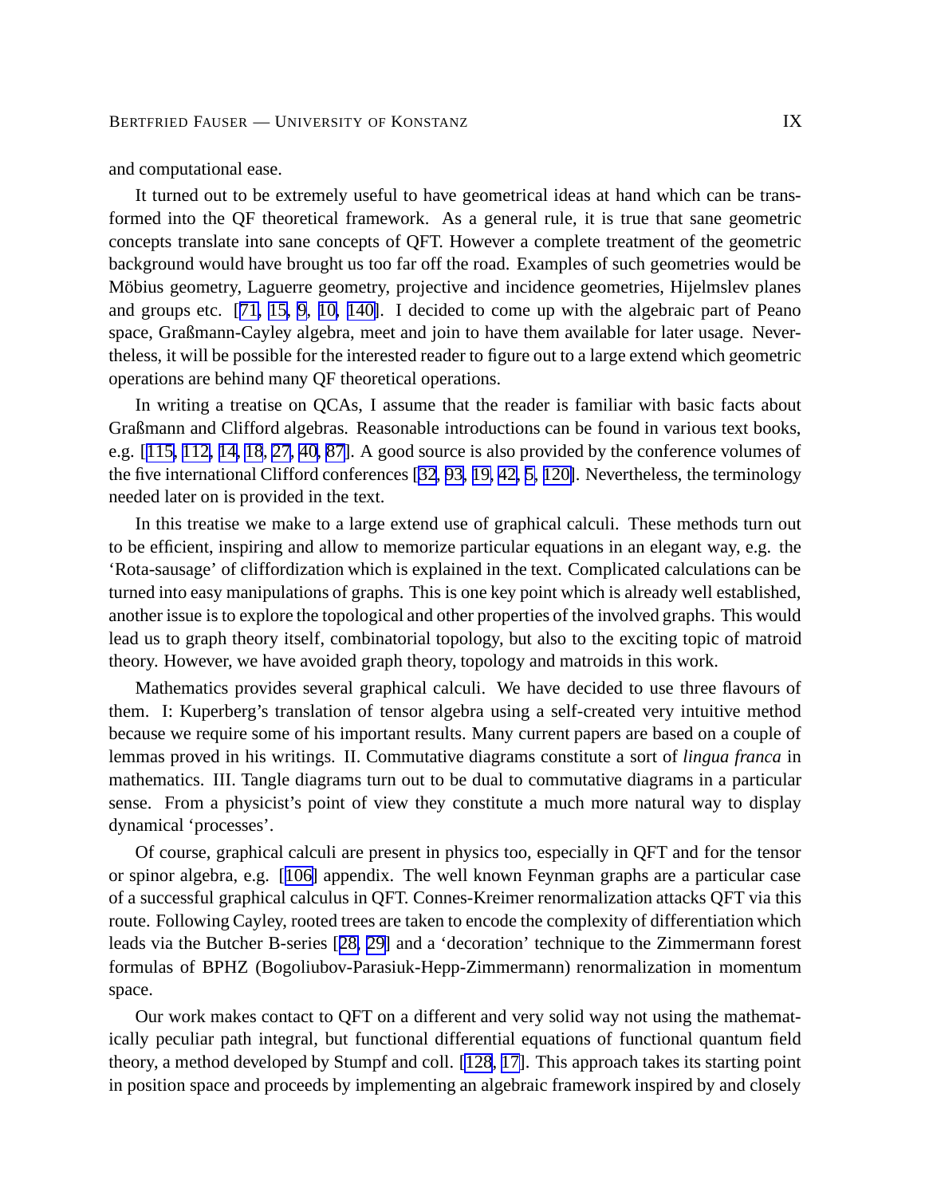and computational ease.

It turned out to be extremely useful to have geometrical ideas at hand which can be transformed into the QF theoretical framework. As a general rule, it is true that sane geometric concepts translate into sane concepts of QFT. However a complete treatment of the geometric background would have brought us too far off the road. Examples of such geometries would be Möbius geometry, Laguerre geometry, projective and incidence geometries, Hijelmslev planes and groups etc. [71, 15, 9, 10, 140]. I decided to come up with the algebraic part of Peano space, Graßmann-Cayley algebra, meet and join to have them available for later usage. Nevertheless, it will be possible for the interested reader to figure out to a large extend which geometric operations are behind many QF theoretical operations.

In writing a treatise on QCAs, I assume that the reader is familiar with basic facts about Graßmann and Clifford algebras. Reasonable introductions can be found in various text books, e.g. [115, 112, 14, 18, 27, 40, 87]. A good source is also provided by the conference volumes of the five international Clifford conferences [32, 93, 19, 42, 5, 120]. Nevertheless, the terminology needed later on is provided in the text.

In this treatise we make to a large extend use of graphical calculi. These methods turn out to be efficient, inspiring and allow to memorize particular equations in an elegant way, e.g. the 'Rota-sausage' of cliffordization which is explained in the text. Complicated calculations can be turned into easy manipulations of graphs. This is one key point which is already well established, another issue is to explore the topological and other properties of the involved graphs. This would lead us to graph theory itself, combinatorial topology, but also to the exciting topic of matroid theory. However, we have avoided graph theory, topology and matroids in this work.

Mathematics provides several graphical calculi. We have decided to use three flavours of them. I: Kuperberg's translation of tensor algebra using a self-created very intuitive method because we require some of his important results. Many current papers are based on a couple of lemmas proved in his writings. II. Commutative diagrams constitute a sort of *lingua franca* in mathematics. III. Tangle diagrams turn out to be dual to commutative diagrams in a particular sense. From a physicist's point of view they constitute a much more natural way to display dynamical 'processes'.

Of course, graphical calculi are present in physics too, especially in QFT and for the tensor or spinor algebra, e.g. [106] appendix. The well known Feynman graphs are a particular case of a successful graphical calculus in QFT. Connes-Kreimer renormalization attacks QFT via this route. Following Cayley, rooted trees are taken to encode the complexity of differentiation which leads via the Butcher B-series [28, 29] and a 'decoration' technique to the Zimmermann forest formulas of BPHZ (Bogoliubov-Parasiuk-Hepp-Zimmermann) renormalization in momentum space.

Our work makes contact to QFT on a different and very solid way not using the mathematically peculiar path integral, but functional differential equations of functional quantum field theory, a method developed by Stumpf and coll. [128, 17]. This approach takes its starting point in position space and proceeds by implementing an algebraic framework inspired by and closely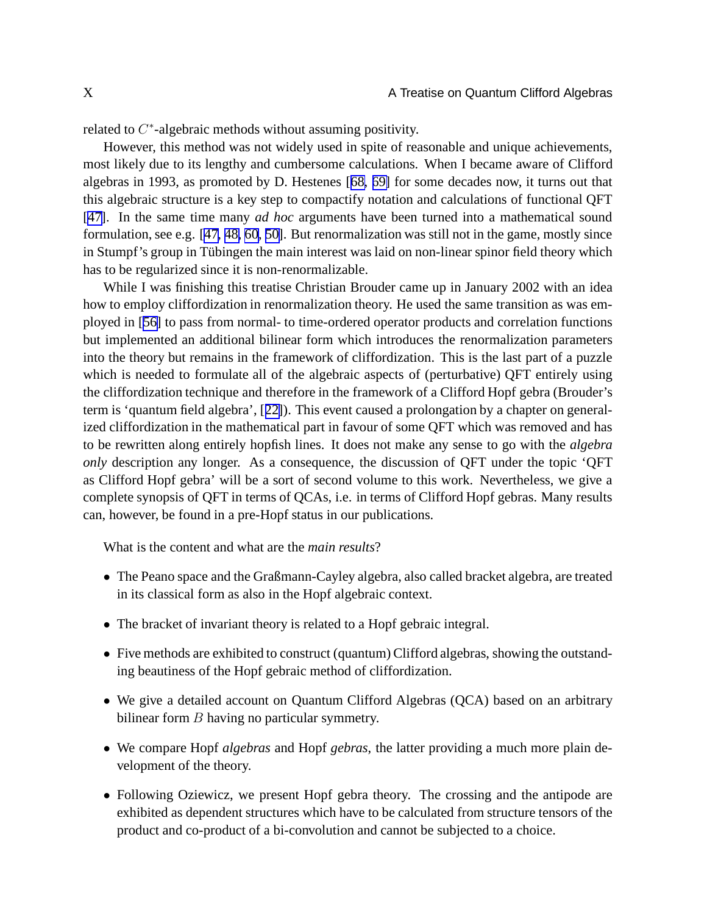related to $C^*$-algebraic methods without assuming positivity.

However, this method was not widely used in spite of reasonable and unique achievements, most likely due to its lengthy and cumbersome calculations. When I became aware of Clifford algebras in 1993, as promoted by D. Hestenes [68, 69] for some decades now, it turns out that this algebraic structure is a key step to compactify notation and calculations of functional QFT [47]. In the same time many *ad hoc* arguments have been turned into a mathematical sound formulation, see e.g. [47, 48, 60, 50]. But renormalization was still not in the game, mostly since in Stumpf's group in Tübingen the main interest was laid on non-linear spinor field theory which has to be regularized since it is non-renormalizable.

While I was finishing this treatise Christian Brouder came up in January 2002 with an idea how to employ cliffordization in renormalization theory. He used the same transition as was employed in [56] to pass from normal- to time-ordered operator products and correlation functions but implemented an additional bilinear form which introduces the renormalization parameters into the theory but remains in the framework of cliffordization. This is the last part of a puzzle which is needed to formulate all of the algebraic aspects of (perturbative) QFT entirely using the cliffordization technique and therefore in the framework of a Clifford Hopf gebra (Brouder's term is 'quantum field algebra', [22]). This event caused a prolongation by a chapter on generalized cliffordization in the mathematical part in favour of some QFT which was removed and has to be rewritten along entirely hopfish lines. It does not make any sense to go with the *algebra only* description any longer. As a consequence, the discussion of QFT under the topic 'QFT as Clifford Hopf gebra' will be a sort of second volume to this work. Nevertheless, we give a complete synopsis of QFT in terms of QCAs, i.e. in terms of Clifford Hopf gebras. Many results can, however, be found in a pre-Hopf status in our publications.

What is the content and what are the *main results*?

- The Peano space and the Graßmann-Cayley algebra, also called bracket algebra, are treated in its classical form as also in the Hopf algebraic context.
- The bracket of invariant theory is related to a Hopf gebraic integral.
- Five methods are exhibited to construct (quantum) Clifford algebras, showing the outstanding beautiness of the Hopf gebraic method of cliffordization.
- We give a detailed account on Quantum Clifford Algebras (QCA) based on an arbitrary bilinear form $B$ having no particular symmetry.
- We compare Hopf *algebras* and Hopf *gebras*, the latter providing a much more plain development of the theory.
- Following Oziewicz, we present Hopf gebra theory. The crossing and the antipode are exhibited as dependent structures which have to be calculated from structure tensors of the product and co-product of a bi-convolution and cannot be subjected to a choice.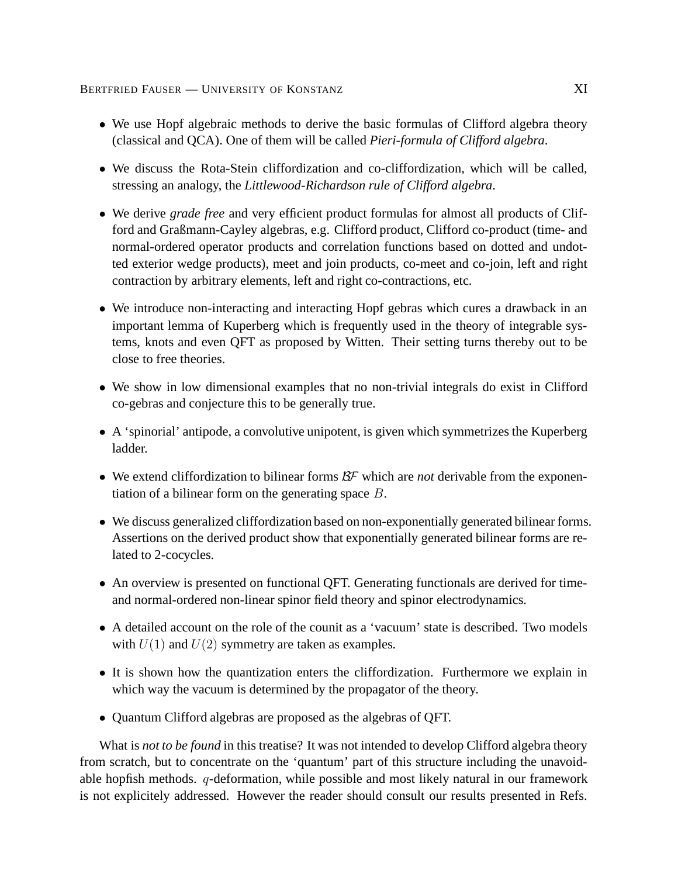- We use Hopf algebraic methods to derive the basic formulas of Clifford algebra theory (classical and QCA). One of them will be called *Pieri-formula of Clifford algebra*.
- We discuss the Rota-Stein cliffordization and co-cliffordization, which will be called, stressing an analogy, the *Littlewood-Richardson rule of Clifford algebra*.
- We derive *grade free* and very efficient product formulas for almost all products of Clifford and Graßmann-Cayley algebras, e.g. Clifford product, Clifford co-product (time- and normal-ordered operator products and correlation functions based on dotted and undotted exterior wedge products), meet and join products, co-meet and co-join, left and right contraction by arbitrary elements, left and right co-contractions, etc.
- We introduce non-interacting and interacting Hopf gebras which cures a drawback in an important lemma of Kuperberg which is frequently used in the theory of integrable systems, knots and even QFT as proposed by Witten. Their setting turns thereby out to be close to free theories.
- We show in low dimensional examples that no non-trivial integrals do exist in Clifford co-gebras and conjecture this to be generally true.
- A 'spinorial' antipode, a convolutive unipotent, is given which symmetrizes the Kuperberg ladder.
- We extend cliffordization to bilinear forms $\mathcal{BF}$ which are *not* derivable from the exponentiation of a bilinear form on the generating space $B$.
- We discuss generalized cliffordization based on non-exponentially generated bilinear forms. Assertions on the derived product show that exponentially generated bilinear forms are related to 2-cocycles.
- An overview is presented on functional QFT. Generating functionals are derived for time- and normal-ordered non-linear spinor field theory and spinor electrodynamics.
- A detailed account on the role of the counit as a 'vacuum' state is described. Two models with $U(1)$ and $U(2)$ symmetry are taken as examples.
- It is shown how the quantization enters the cliffordization. Furthermore we explain in which way the vacuum is determined by the propagator of the theory.
- Quantum Clifford algebras are proposed as the algebras of QFT.

What is *not to be found* in this treatise? It was not intended to develop Clifford algebra theory from scratch, but to concentrate on the 'quantum' part of this structure including the unavoidable hopfish methods. $q$-deformation, while possible and most likely natural in our framework is not explicitely addressed. However the reader should consult our results presented in Refs.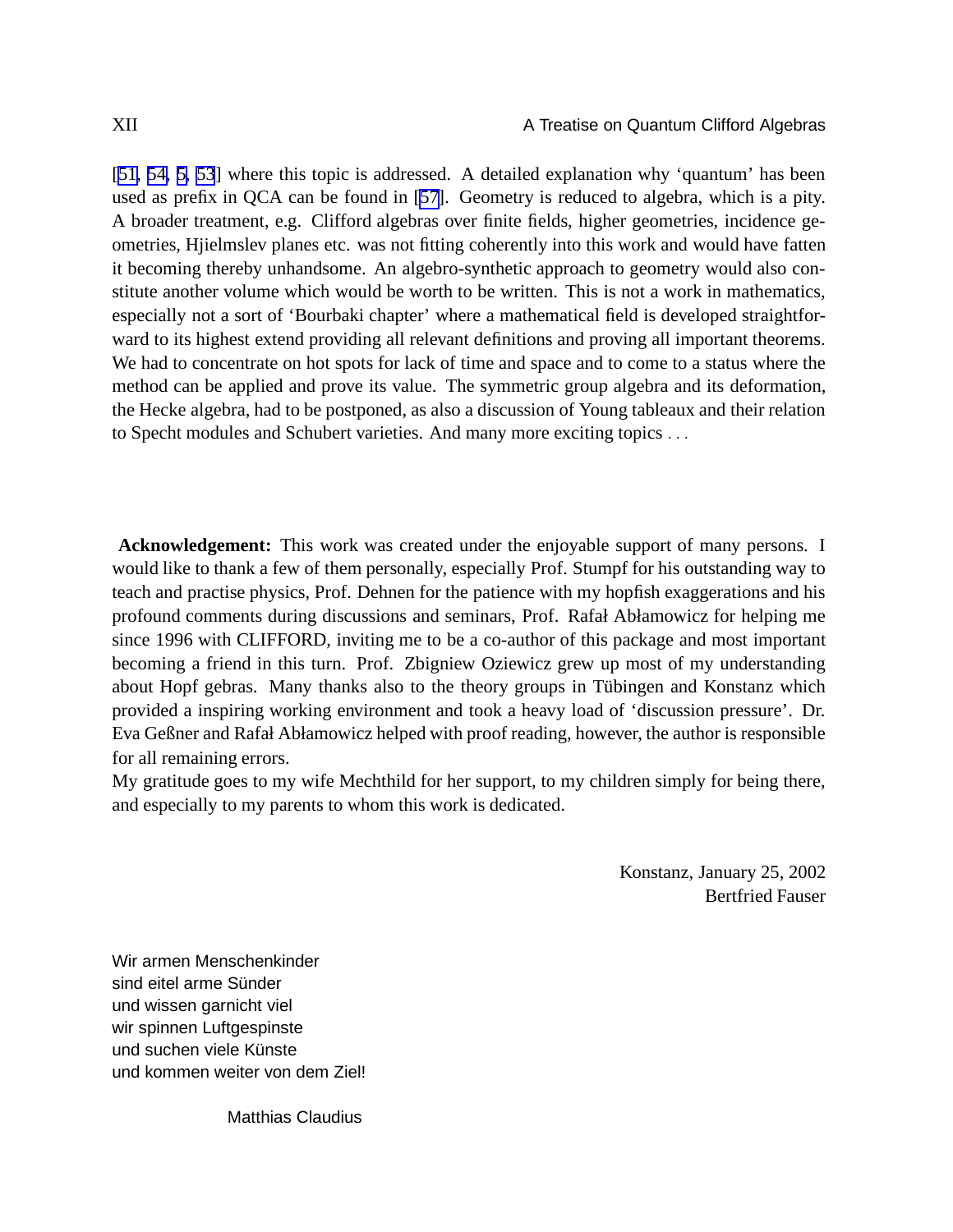[51, 54, 5, 53] where this topic is addressed. A detailed explanation why 'quantum' has been used as prefix in QCA can be found in [57]. Geometry is reduced to algebra, which is a pity. A broader treatment, e.g. Clifford algebras over finite fields, higher geometries, incidence geometries, Hjielmslev planes etc. was not fitting coherently into this work and would have fatten it becoming thereby unhandsome. An algebro-synthetic approach to geometry would also constitute another volume which would be worth to be written. This is not a work in mathematics, especially not a sort of 'Bourbaki chapter' where a mathematical field is developed straightforward to its highest extend providing all relevant definitions and proving all important theorems. We had to concentrate on hot spots for lack of time and space and to come to a status where the method can be applied and prove its value. The symmetric group algebra and its deformation, the Hecke algebra, had to be postponed, as also a discussion of Young tableaux and their relation to Specht modules and Schubert varieties. And many more exciting topics . . .

**Acknowledgement:** This work was created under the enjoyable support of many persons. I would like to thank a few of them personally, especially Prof. Stumpf for his outstanding way to teach and practise physics, Prof. Dehnen for the patience with my hopfish exaggerations and his profound comments during discussions and seminars, Prof. Rafał Abłamowicz for helping me since 1996 with CLIFFORD, inviting me to be a co-author of this package and most important becoming a friend in this turn. Prof. Zbigniew Oziewicz grew up most of my understanding about Hopf gebras. Many thanks also to the theory groups in Tübingen and Konstanz which provided a inspiring working environment and took a heavy load of 'discussion pressure'. Dr. Eva Geßner and Rafał Abłamowicz helped with proof reading, however, the author is responsible for all remaining errors.
My gratitude goes to my wife Mechthild for her support, to my children simply for being there, and especially to my parents to whom this work is dedicated.

Konstanz, January 25, 2002
Bertfried Fauser

Wir armen Menschenkinder
sind eitel arme Sünder
und wissen garnicht viel
wir spinnen Luftgespinste
und suchen viele Künste
und kommen weiter von dem Ziel!

Matthias Claudius